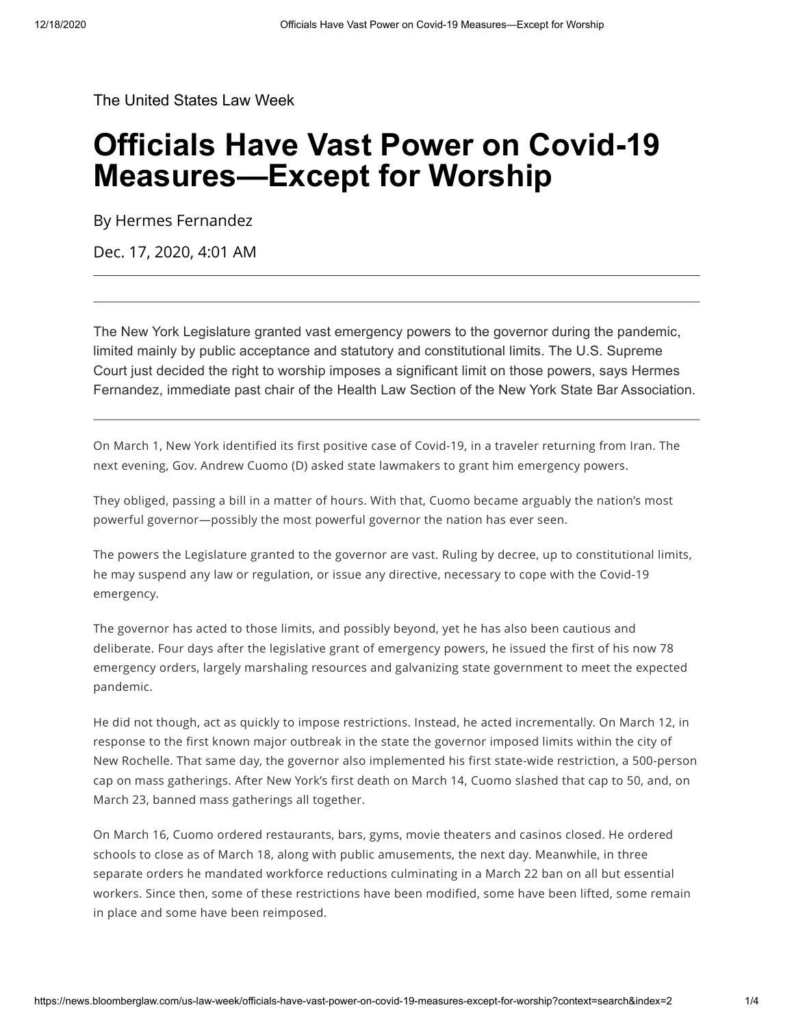The United States Law Week

# Officials Have Vast Power on Covid-19 Measures—Except for Worship

By Hermes Fernandez

Dec. 17, 2020, 4:01 AM

---

The New York Legislature granted vast emergency powers to the governor during the pandemic, limited mainly by public acceptance and statutory and constitutional limits. The U.S. Supreme Court just decided the right to worship imposes a significant limit on those powers, says Hermes Fernandez, immediate past chair of the Health Law Section of the New York State Bar Association.

---

On March 1, New York identified its first positive case of Covid-19, in a traveler returning from Iran. The next evening, Gov. Andrew Cuomo (D) asked state lawmakers to grant him emergency powers.

They obliged, passing a bill in a matter of hours. With that, Cuomo became arguably the nation's most powerful governor—possibly the most powerful governor the nation has ever seen.

The powers the Legislature granted to the governor are vast. Ruling by decree, up to constitutional limits, he may suspend any law or regulation, or issue any directive, necessary to cope with the Covid-19 emergency.

The governor has acted to those limits, and possibly beyond, yet he has also been cautious and deliberate. Four days after the legislative grant of emergency powers, he issued the first of his now 78 emergency orders, largely marshaling resources and galvanizing state government to meet the expected pandemic.

He did not though, act as quickly to impose restrictions. Instead, he acted incrementally. On March 12, in response to the first known major outbreak in the state the governor imposed limits within the city of New Rochelle. That same day, the governor also implemented his first state-wide restriction, a 500-person cap on mass gatherings. After New York's first death on March 14, Cuomo slashed that cap to 50, and, on March 23, banned mass gatherings all together.

On March 16, Cuomo ordered restaurants, bars, gyms, movie theaters and casinos closed. He ordered schools to close as of March 18, along with public amusements, the next day. Meanwhile, in three separate orders he mandated workforce reductions culminating in a March 22 ban on all but essential workers. Since then, some of these restrictions have been modified, some have been lifted, some remain in place and some have been reimposed.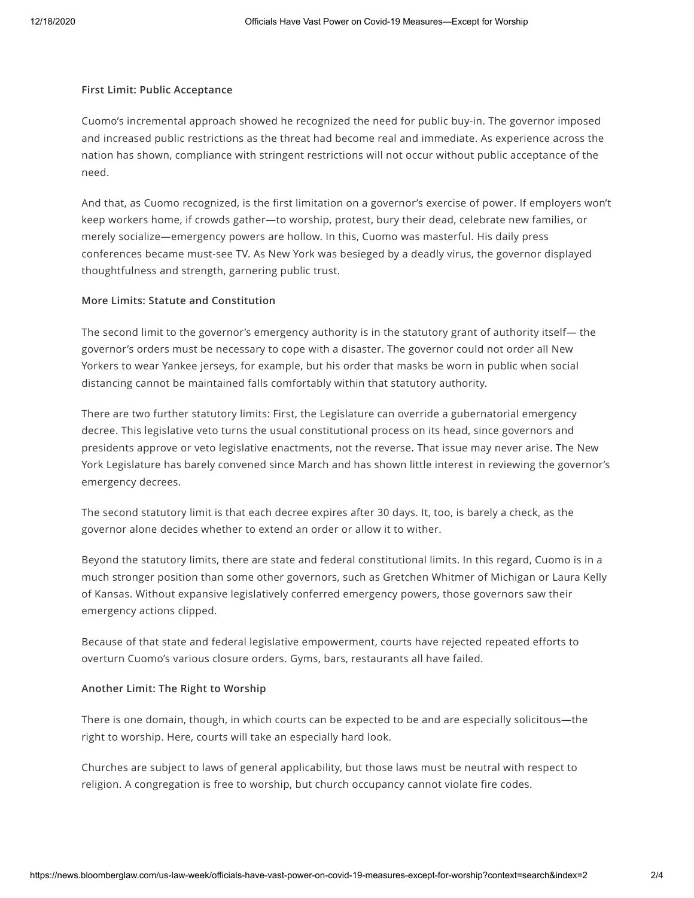**First Limit: Public Acceptance**

Cuomo's incremental approach showed he recognized the need for public buy-in. The governor imposed and increased public restrictions as the threat had become real and immediate. As experience across the nation has shown, compliance with stringent restrictions will not occur without public acceptance of the need.

And that, as Cuomo recognized, is the first limitation on a governor's exercise of power. If employers won't keep workers home, if crowds gather—to worship, protest, bury their dead, celebrate new families, or merely socialize—emergency powers are hollow. In this, Cuomo was masterful. His daily press conferences became must-see TV. As New York was besieged by a deadly virus, the governor displayed thoughtfulness and strength, garnering public trust.

**More Limits: Statute and Constitution**

The second limit to the governor's emergency authority is in the statutory grant of authority itself— the governor's orders must be necessary to cope with a disaster. The governor could not order all New Yorkers to wear Yankee jerseys, for example, but his order that masks be worn in public when social distancing cannot be maintained falls comfortably within that statutory authority.

There are two further statutory limits: First, the Legislature can override a gubernatorial emergency decree. This legislative veto turns the usual constitutional process on its head, since governors and presidents approve or veto legislative enactments, not the reverse. That issue may never arise. The New York Legislature has barely convened since March and has shown little interest in reviewing the governor's emergency decrees.

The second statutory limit is that each decree expires after 30 days. It, too, is barely a check, as the governor alone decides whether to extend an order or allow it to wither.

Beyond the statutory limits, there are state and federal constitutional limits. In this regard, Cuomo is in a much stronger position than some other governors, such as Gretchen Whitmer of Michigan or Laura Kelly of Kansas. Without expansive legislatively conferred emergency powers, those governors saw their emergency actions clipped.

Because of that state and federal legislative empowerment, courts have rejected repeated efforts to overturn Cuomo's various closure orders. Gyms, bars, restaurants all have failed.

**Another Limit: The Right to Worship**

There is one domain, though, in which courts can be expected to be and are especially solicitous—the right to worship. Here, courts will take an especially hard look.

Churches are subject to laws of general applicability, but those laws must be neutral with respect to religion. A congregation is free to worship, but church occupancy cannot violate fire codes.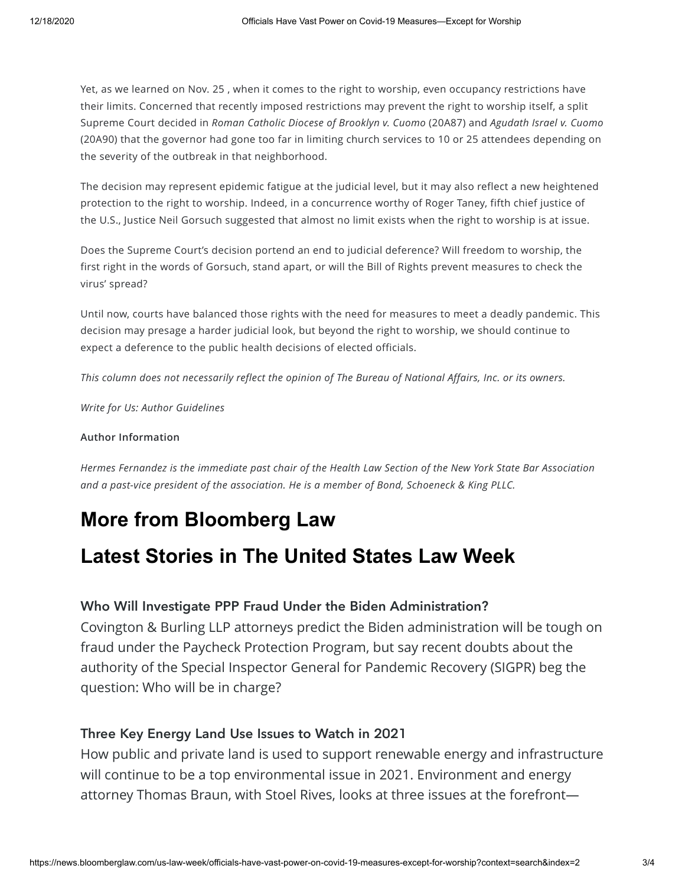Yet, as we learned on Nov. 25 , when it comes to the right to worship, even occupancy restrictions have their limits. Concerned that recently imposed restrictions may prevent the right to worship itself, a split Supreme Court decided in *Roman Catholic Diocese of Brooklyn v. Cuomo* (20A87) and *Agudath Israel v. Cuomo* (20A90) that the governor had gone too far in limiting church services to 10 or 25 attendees depending on the severity of the outbreak in that neighborhood.

The decision may represent epidemic fatigue at the judicial level, but it may also reflect a new heightened protection to the right to worship. Indeed, in a concurrence worthy of Roger Taney, fifth chief justice of the U.S., Justice Neil Gorsuch suggested that almost no limit exists when the right to worship is at issue.

Does the Supreme Court's decision portend an end to judicial deference? Will freedom to worship, the first right in the words of Gorsuch, stand apart, or will the Bill of Rights prevent measures to check the virus' spread?

Until now, courts have balanced those rights with the need for measures to meet a deadly pandemic. This decision may presage a harder judicial look, but beyond the right to worship, we should continue to expect a deference to the public health decisions of elected officials.

*This column does not necessarily reflect the opinion of The Bureau of National Affairs, Inc. or its owners.*

*Write for Us: Author Guidelines*

**Author Information**

*Hermes Fernandez is the immediate past chair of the Health Law Section of the New York State Bar Association and a past-vice president of the association. He is a member of Bond, Schoeneck & King PLLC.*

# More from Bloomberg Law

# Latest Stories in The United States Law Week

### Who Will Investigate PPP Fraud Under the Biden Administration?

Covington & Burling LLP attorneys predict the Biden administration will be tough on fraud under the Paycheck Protection Program, but say recent doubts about the authority of the Special Inspector General for Pandemic Recovery (SIGPR) beg the question: Who will be in charge?

### Three Key Energy Land Use Issues to Watch in 2021

How public and private land is used to support renewable energy and infrastructure will continue to be a top environmental issue in 2021. Environment and energy attorney Thomas Braun, with Stoel Rives, looks at three issues at the forefront—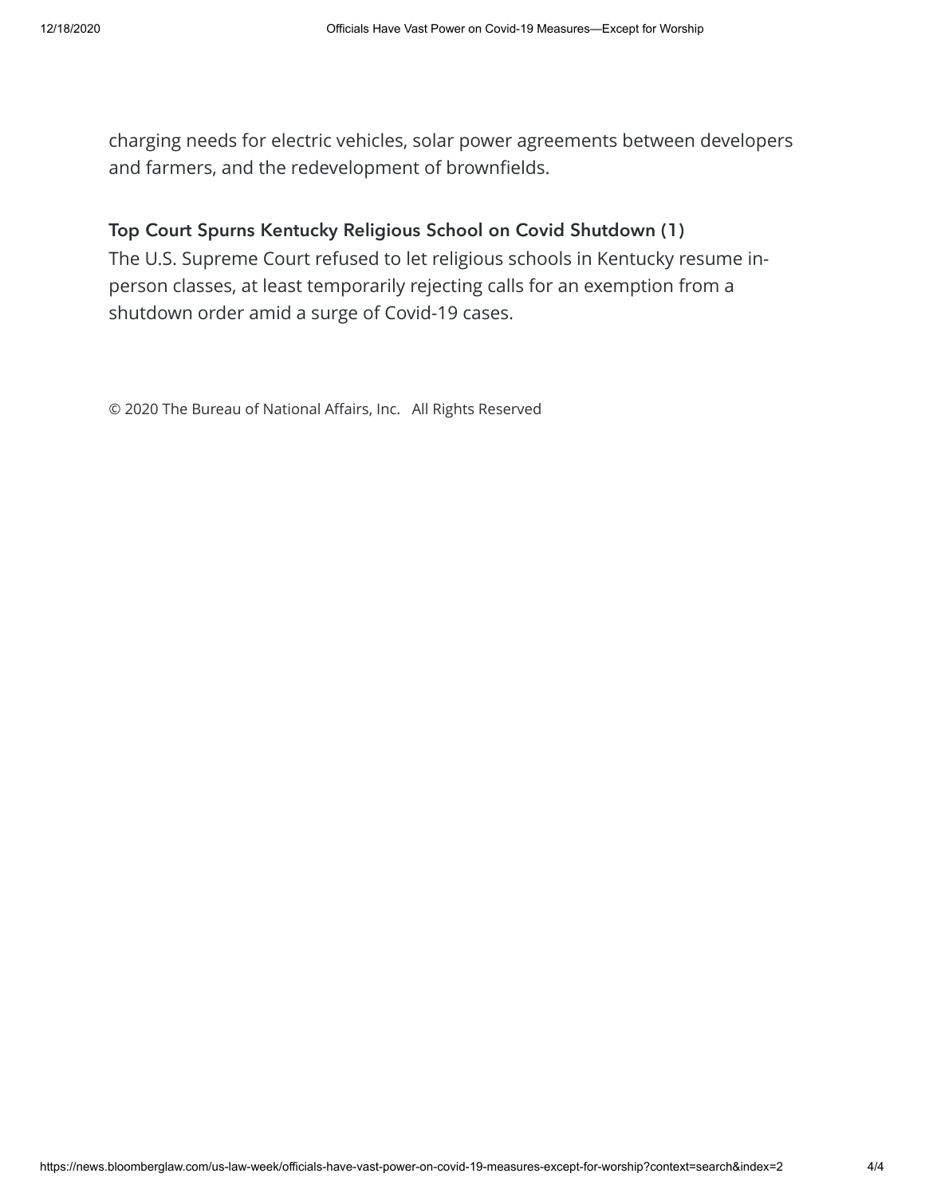charging needs for electric vehicles, solar power agreements between developers and farmers, and the redevelopment of brownfields.

### Top Court Spurns Kentucky Religious School on Covid Shutdown (1)

The U.S. Supreme Court refused to let religious schools in Kentucky resume in-person classes, at least temporarily rejecting calls for an exemption from a shutdown order amid a surge of Covid-19 cases.

© 2020 The Bureau of National Affairs, Inc. All Rights Reserved